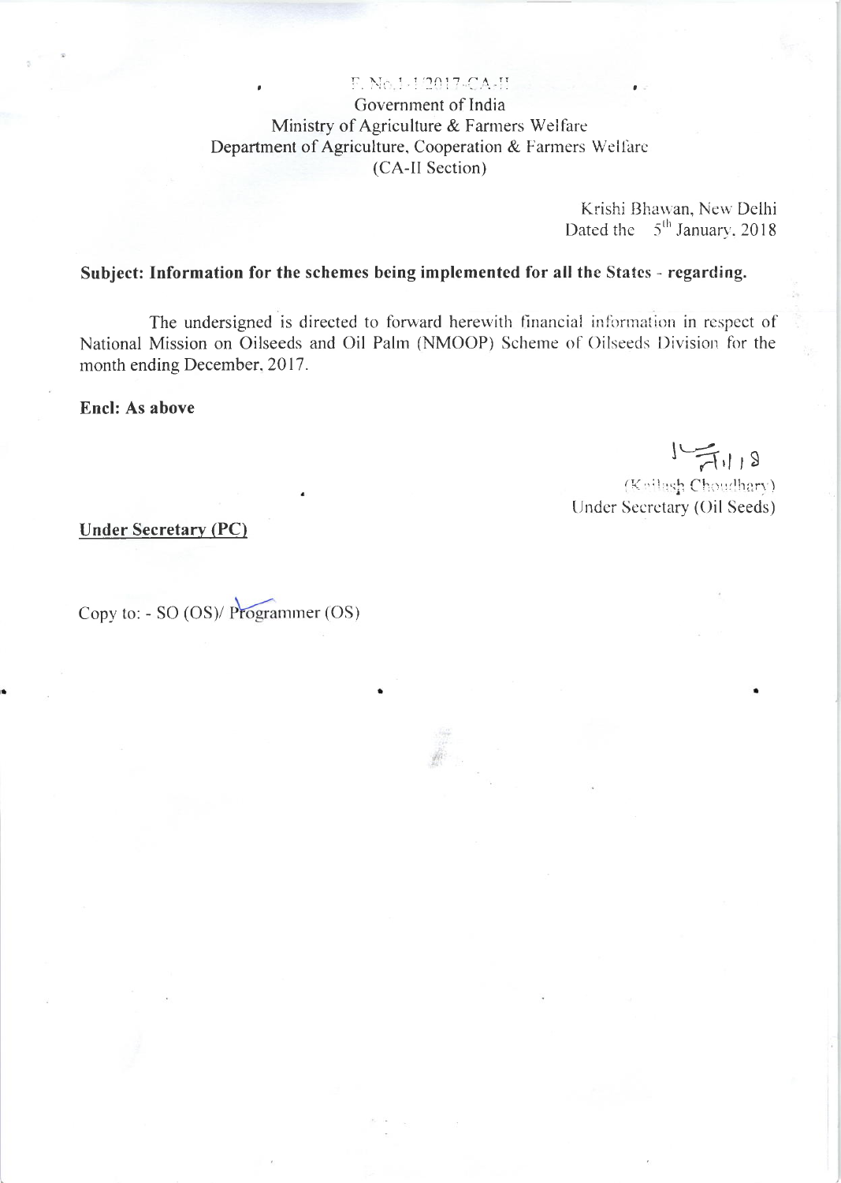F. No.1-1/2017-CA-II

Government of India
Ministry of Agriculture & Farmers Welfare
Department of Agriculture, Cooperation & Farmers Welfare
(CA-II Section)

Krishi Bhawan, New Delhi
Dated the 5th January, 2018

**Subject: Information for the schemes being implemented for all the States - regarding.**

The undersigned is directed to forward herewith financial information in respect of National Mission on Oilseeds and Oil Palm (NMOOP) Scheme of Oilseeds Division for the month ending December, 2017.

**Encl: As above**

(Kailash Choudhary)
Under Secretary (Oil Seeds)

**Under Secretary (PC)**

Copy to: - SO (OS)/ Programmer (OS)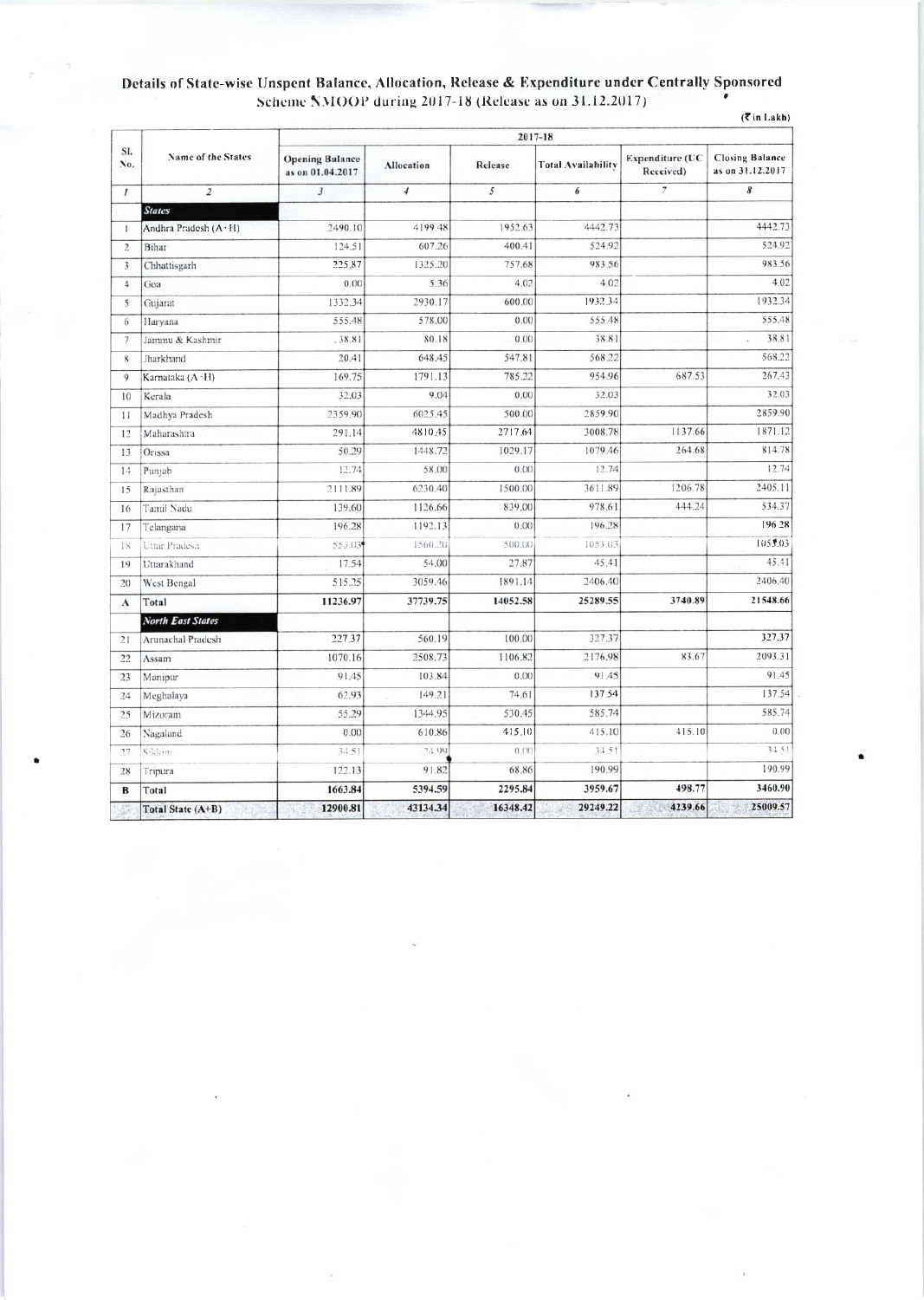## Details of State-wise Unspent Balance, Allocation, Release & Expenditure under Centrally Sponsored Scheme NMOOP during 2017-18 (Release as on 31.12.2017)

(₹ in Lakh)

| Sl. No. | Name of the States | 2017-18 | | | | | |
|---|---|---|---|---|---|---|---|
| | | Opening Balance as on 01.04.2017 | Allocation | Release | Total Availability | Expenditure (UC Received) | Closing Balance as on 31.12.2017 |
| 1 | 2 | 3 | 4 | 5 | 6 | 7 | 8 |
| | ***States*** | | | | | | |
| 1 | Andhra Pradesh (A+H) | 2490.10 | 4199.48 | 1952.63 | 4442.73 | | 4442.73 |
| 2 | Bihar | 124.51 | 607.26 | 400.41 | 524.92 | | 524.92 |
| 3 | Chhattisgarh | 225.87 | 1325.20 | 757.68 | 983.56 | | 983.56 |
| 4 | Goa | 0.00 | 5.36 | 4.02 | 4.02 | | 4.02 |
| 5 | Gujarat | 1332.34 | 2930.17 | 600.00 | 1932.34 | | 1932.34 |
| 6 | Haryana | 555.48 | 578.00 | 0.00 | 555.48 | | 555.48 |
| 7 | Jammu & Kashmir | 38.81 | 80.18 | 0.00 | 38.81 | | 38.81 |
| 8 | Jharkhand | 20.41 | 648.45 | 547.81 | 568.22 | | 568.22 |
| 9 | Karnataka (A+H) | 169.75 | 1791.13 | 785.22 | 954.96 | 687.53 | 267.43 |
| 10 | Kerala | 32.03 | 9.04 | 0.00 | 32.03 | | 32.03 |
| 11 | Madhya Pradesh | 2359.90 | 6025.45 | 500.00 | 2859.90 | | 2859.90 |
| 12 | Maharashtra | 291.14 | 4810.45 | 2717.64 | 3008.78 | 1137.66 | 1871.12 |
| 13 | Orissa | 50.29 | 1448.72 | 1029.17 | 1079.46 | 264.68 | 814.78 |
| 14 | Punjab | 12.74 | 58.00 | 0.00 | 12.74 | | 12.74 |
| 15 | Rajasthan | 2111.89 | 6230.40 | 1500.00 | 3611.89 | 1206.78 | 2405.11 |
| 16 | Tamil Nadu | 139.60 | 1126.66 | 839.00 | 978.61 | 444.24 | 534.37 |
| 17 | Telangana | 196.28 | 1192.13 | 0.00 | 196.28 | | 196.28 |
| 18 | Uttar Pradesh | 553.03 | 1560.20 | 500.00 | 1053.03 | | 1053.03 |
| 19 | Uttarakhand | 17.54 | 54.00 | 27.87 | 45.41 | | 45.41 |
| 20 | West Bengal | 515.25 | 3059.46 | 1891.14 | 2406.40 | | 2406.40 |
| A | **Total** | **11236.97** | **37739.75** | **14052.58** | **25289.55** | **3740.89** | **21548.66** |
| | ***North East States*** | | | | | | |
| 21 | Arunachal Pradesh | 227.37 | 560.19 | 100.00 | 327.37 | | 327.37 |
| 22 | Assam | 1070.16 | 2508.73 | 1106.82 | 2176.98 | 83.67 | 2093.31 |
| 23 | Manipur | 91.45 | 103.84 | 0.00 | 91.45 | | 91.45 |
| 24 | Meghalaya | 62.93 | 149.21 | 74.61 | 137.54 | | 137.54 |
| 25 | Mizoram | 55.29 | 1344.95 | 530.45 | 585.74 | | 585.74 |
| 26 | Nagaland | 0.00 | 610.86 | 415.10 | 415.10 | 415.10 | 0.00 |
| 27 | Sikkim | 34.51 | 24.99 | 0.00 | 34.51 | | 34.51 |
| 28 | Tripura | 122.13 | 91.82 | 68.86 | 190.99 | | 190.99 |
| B | **Total** | **1663.84** | **5394.59** | **2295.84** | **3959.67** | **498.77** | **3460.90** |
| | **Total State (A+B)** | **12900.81** | **43134.34** | **16348.42** | **29249.22** | **4239.66** | **25009.57** |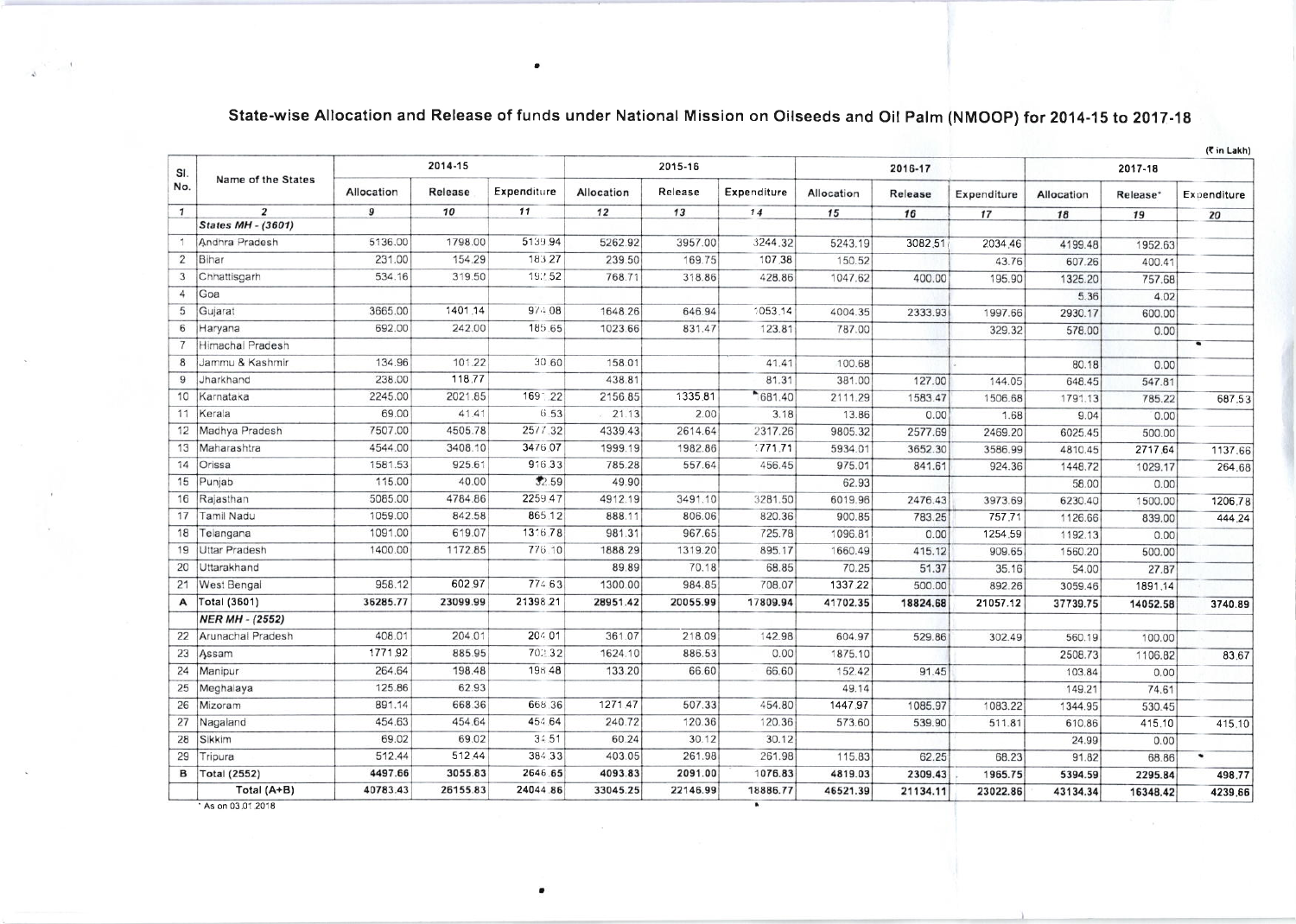# State-wise Allocation and Release of funds under National Mission on Oilseeds and Oil Palm (NMOOP) for 2014-15 to 2017-18

(₹ in Lakh)

| Sl. No. | Name of the States | 2014-15 | | | 2015-16 | | | 2016-17 | | | 2017-18 | | |
|---|---|---|---|---|---|---|---|---|---|---|---|---|---|
| | | Allocation | Release | Expenditure | Allocation | Release | Expenditure | Allocation | Release | Expenditure | Allocation | Release* | Expenditure |
| 1 | 2 | 9 | 10 | 11 | 12 | 13 | 14 | 15 | 16 | 17 | 18 | 19 | 20 |
| | *States MH - (3601)* | | | | | | | | | | | | |
| 1 | Andhra Pradesh | 5136.00 | 1798.00 | 5139.94 | 5262.92 | 3957.00 | 3244.32 | 5243.19 | 3082.51 | 2034.46 | 4199.48 | 1952.63 | |
| 2 | Bihar | 231.00 | 154.29 | 183.27 | 239.50 | 169.75 | 107.38 | 150.52 | | 43.76 | 607.26 | 400.41 | |
| 3 | Chhattisgarh | 534.16 | 319.50 | 19?.52 | 768.71 | 318.86 | 428.86 | 1047.62 | 400.00 | 195.90 | 1325.20 | 757.68 | |
| 4 | Goa | | | | | | | | | | 5.36 | 4.02 | |
| 5 | Gujarat | 3665.00 | 1401.14 | 974.08 | 1648.26 | 646.94 | 1053.14 | 4004.35 | 2333.93 | 1997.66 | 2930.17 | 600.00 | |
| 6 | Haryana | 692.00 | 242.00 | 185.65 | 1023.66 | 831.47 | 123.81 | 787.00 | | 329.32 | 576.00 | 0.00 | |
| 7 | Himachal Pradesh | | | | | | | | | | | | |
| 8 | Jammu & Kashmir | 134.96 | 101.22 | 30.60 | 158.01 | | 41.41 | 100.68 | | | 80.18 | 0.00 | |
| 9 | Jharkhand | 238.00 | 118.77 | | 438.81 | | 81.31 | 381.00 | 127.00 | 144.05 | 648.45 | 547.81 | |
| 10 | Karnataka | 2245.00 | 2021.85 | 169?.22 | 2156.85 | 1335.81 | 681.40 | 2111.29 | 1583.47 | 1506.68 | 1791.13 | 785.22 | 687.53 |
| 11 | Kerala | 69.00 | 41.41 | 6.53 | 21.13 | 2.00 | 3.18 | 13.86 | 0.00 | 1.68 | 9.04 | 0.00 | |
| 12 | Madhya Pradesh | 7507.00 | 4505.78 | 2577.32 | 4339.43 | 2614.64 | 2317.26 | 9805.32 | 2577.69 | 2469.20 | 6025.45 | 500.00 | |
| 13 | Maharashtra | 4544.00 | 3408.10 | 3476.07 | 1999.19 | 1982.86 | 1771.71 | 5934.01 | 3652.30 | 3586.99 | 4810.45 | 2717.64 | 1137.66 |
| 14 | Orissa | 1581.53 | 925.61 | 916.33 | 785.28 | 557.64 | 456.45 | 975.01 | 841.61 | 924.36 | 1448.72 | 1029.17 | 264.68 |
| 15 | Punjab | 115.00 | 40.00 | 32.59 | 49.90 | | | 62.93 | | | 58.00 | 0.00 | |
| 16 | Rajasthan | 5085.00 | 4784.86 | 2259.47 | 4912.19 | 3491.10 | 3281.50 | 6019.96 | 2476.43 | 3973.69 | 6230.40 | 1500.00 | 1206.78 |
| 17 | Tamil Nadu | 1059.00 | 842.58 | 865.12 | 888.11 | 806.06 | 820.36 | 900.85 | 783.25 | 757.71 | 1126.66 | 839.00 | 444.24 |
| 18 | Telangana | 1091.00 | 619.07 | 1316.78 | 981.31 | 967.65 | 725.78 | 1096.81 | 0.00 | 1254.59 | 1192.13 | 0.00 | |
| 19 | Uttar Pradesh | 1400.00 | 1172.85 | 776.10 | 1888.29 | 1319.20 | 895.17 | 1660.49 | 415.12 | 909.65 | 1560.20 | 500.00 | |
| 20 | Uttarakhand | | | | 89.89 | 70.18 | 68.85 | 70.25 | 51.37 | 35.16 | 54.00 | 27.87 | |
| 21 | West Bengal | 958.12 | 602.97 | 774.63 | 1300.00 | 984.85 | 708.07 | 1337.22 | 500.00 | 892.26 | 3059.46 | 1891.14 | |
| A | Total (3601) | 36285.77 | 23099.99 | 21398.21 | 28951.42 | 20055.99 | 17809.94 | 41702.35 | 18824.68 | 21057.12 | 37739.75 | 14052.58 | 3740.89 |
| | *NER MH - (2552)* | | | | | | | | | | | | |
| 22 | Arunachal Pradesh | 408.01 | 204.01 | 204.01 | 361.07 | 218.09 | 142.98 | 604.97 | 529.86 | 302.49 | 560.19 | 100.00 | |
| 23 | Assam | 1771.92 | 885.95 | 702.32 | 1624.10 | 886.53 | 0.00 | 1875.10 | | | 2508.73 | 1106.82 | 83.67 |
| 24 | Manipur | 264.64 | 198.48 | 198.48 | 133.20 | 66.60 | 66.60 | 152.42 | 91.45 | | 103.84 | 0.00 | |
| 25 | Meghalaya | 125.86 | 62.93 | | | | | 49.14 | | | 149.21 | 74.61 | |
| 26 | Mizoram | 891.14 | 668.36 | 668.36 | 1271.47 | 507.33 | 454.80 | 1447.97 | 1085.97 | 1083.22 | 1344.95 | 530.45 | |
| 27 | Nagaland | 454.63 | 454.64 | 454.64 | 240.72 | 120.36 | 120.36 | 573.60 | 539.90 | 511.81 | 610.86 | 415.10 | 415.10 |
| 28 | Sikkim | 69.02 | 69.02 | 34.51 | 60.24 | 30.12 | 30.12 | | | | 24.99 | 0.00 | |
| 29 | Tripura | 512.44 | 512.44 | 384.33 | 403.05 | 261.98 | 261.98 | 115.83 | 62.25 | 68.23 | 91.82 | 68.86 | |
| B | Total (2552) | 4497.66 | 3055.83 | 2646.65 | 4093.83 | 2091.00 | 1076.83 | 4819.03 | 2309.43 | 1965.75 | 5394.59 | 2295.84 | 498.77 |
| | Total (A+B) | 40783.43 | 26155.83 | 24044.86 | 33045.25 | 22146.99 | 18886.77 | 46521.39 | 21134.11 | 23022.86 | 43134.34 | 16348.42 | 4239.66 |

* As on 03.01.2018